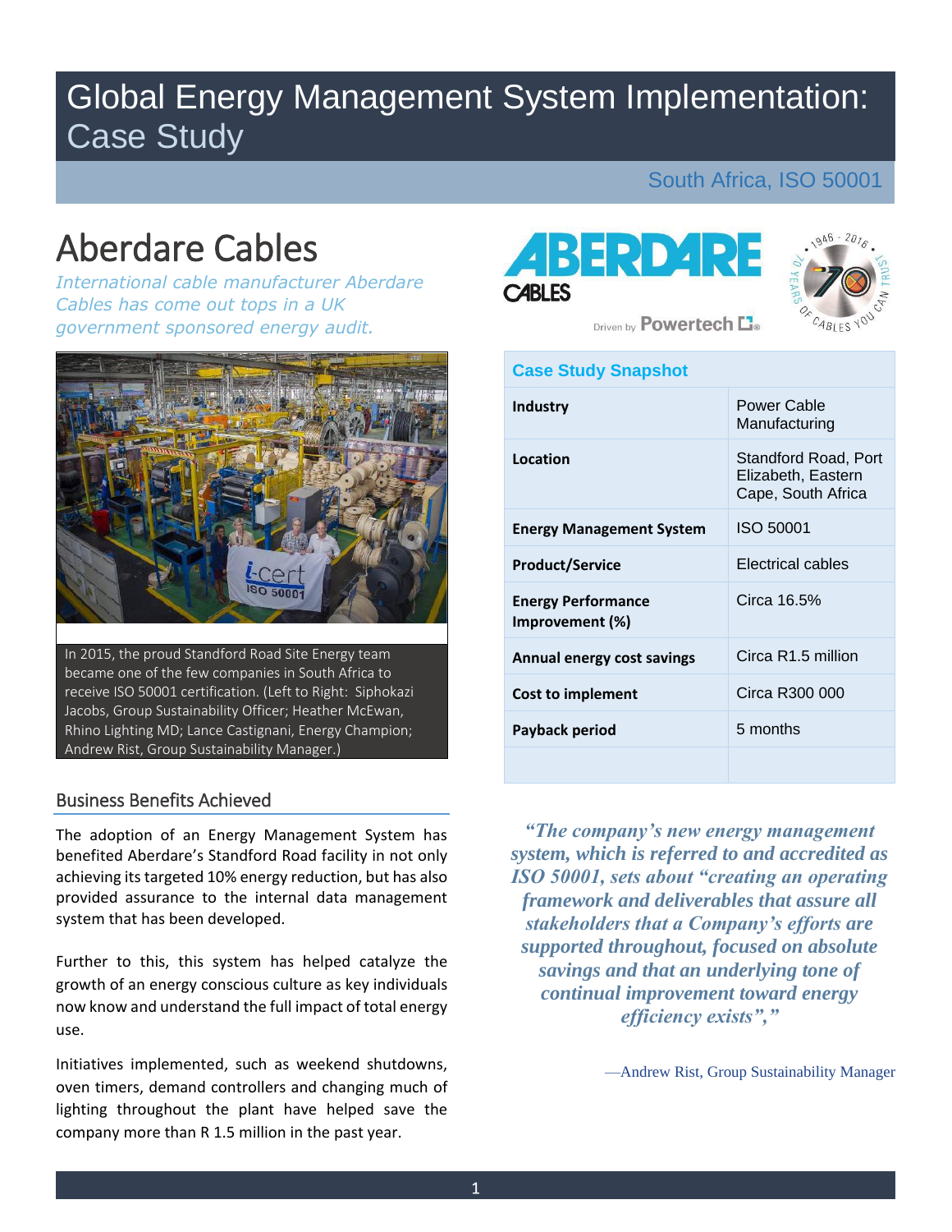# Global Energy Management System Implementation: Case Study

South Africa, ISO 50001

## Aberdare Cables

*International cable manufacturer Aberdare Cables has come out tops in a UK government sponsored energy audit.*

In 2015, the proud Standford Road Site Energy team became one of the few companies in South Africa to receive ISO 50001 certification. (Left to Right: Siphokazi Jacobs, Group Sustainability Officer; Heather McEwan, Rhino Lighting MD; Lance Castignani, Energy Champion; Andrew Rist, Group Sustainability Manager.)

### Business Benefits Achieved

The adoption of an Energy Management System has benefited Aberdare's Standford Road facility in not only achieving its targeted 10% energy reduction, but has also provided assurance to the internal data management system that has been developed.

Further to this, this system has helped catalyze the growth of an energy conscious culture as key individuals now know and understand the full impact of total energy use.

Initiatives implemented, such as weekend shutdowns, oven timers, demand controllers and changing much of lighting throughout the plant have helped save the company more than R 1.5 million in the past year.

| Case Study Snapshot | |
|---|---|
| **Industry** | Power Cable Manufacturing |
| **Location** | Standford Road, Port Elizabeth, Eastern Cape, South Africa |
| **Energy Management System** | ISO 50001 |
| **Product/Service** | Electrical cables |
| **Energy Performance Improvement (%)** | Circa 16.5% |
| **Annual energy cost savings** | Circa R1.5 million |
| **Cost to implement** | Circa R300 000 |
| **Payback period** | 5 months |
| | |

*"The company's new energy management system, which is referred to and accredited as ISO 50001, sets about "creating an operating framework and deliverables that assure all stakeholders that a Company's efforts are supported throughout, focused on absolute savings and that an underlying tone of continual improvement toward energy efficiency exists","*

—Andrew Rist, Group Sustainability Manager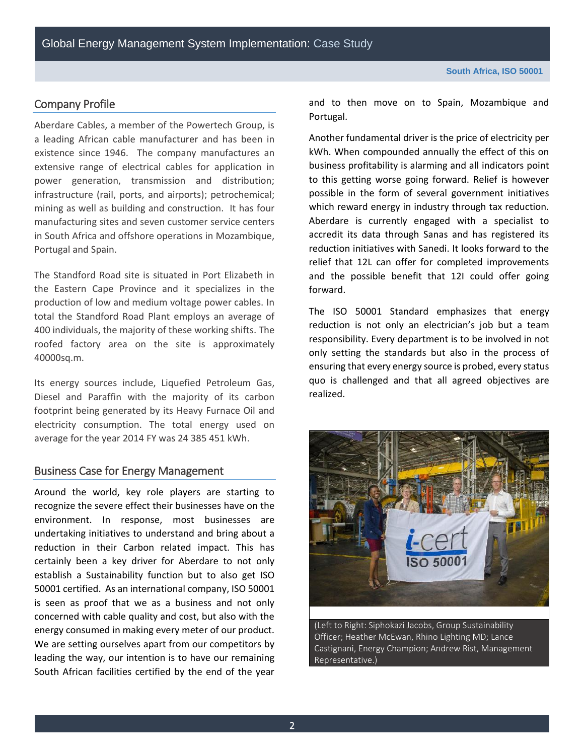## Company Profile

Aberdare Cables, a member of the Powertech Group, is a leading African cable manufacturer and has been in existence since 1946. The company manufactures an extensive range of electrical cables for application in power generation, transmission and distribution; infrastructure (rail, ports, and airports); petrochemical; mining as well as building and construction. It has four manufacturing sites and seven customer service centers in South Africa and offshore operations in Mozambique, Portugal and Spain.

The Standford Road site is situated in Port Elizabeth in the Eastern Cape Province and it specializes in the production of low and medium voltage power cables. In total the Standford Road Plant employs an average of 400 individuals, the majority of these working shifts. The roofed factory area on the site is approximately 40000sq.m.

Its energy sources include, Liquefied Petroleum Gas, Diesel and Paraffin with the majority of its carbon footprint being generated by its Heavy Furnace Oil and electricity consumption. The total energy used on average for the year 2014 FY was 24 385 451 kWh.

## Business Case for Energy Management

Around the world, key role players are starting to recognize the severe effect their businesses have on the environment. In response, most businesses are undertaking initiatives to understand and bring about a reduction in their Carbon related impact. This has certainly been a key driver for Aberdare to not only establish a Sustainability function but to also get ISO 50001 certified. As an international company, ISO 50001 is seen as proof that we as a business and not only concerned with cable quality and cost, but also with the energy consumed in making every meter of our product. We are setting ourselves apart from our competitors by leading the way, our intention is to have our remaining South African facilities certified by the end of the year and to then move on to Spain, Mozambique and Portugal.

Another fundamental driver is the price of electricity per kWh. When compounded annually the effect of this on business profitability is alarming and all indicators point to this getting worse going forward. Relief is however possible in the form of several government initiatives which reward energy in industry through tax reduction. Aberdare is currently engaged with a specialist to accredit its data through Sanas and has registered its reduction initiatives with Sanedi. It looks forward to the relief that 12L can offer for completed improvements and the possible benefit that 12I could offer going forward.

The ISO 50001 Standard emphasizes that energy reduction is not only an electrician's job but a team responsibility. Every department is to be involved in not only setting the standards but also in the process of ensuring that every energy source is probed, every status quo is challenged and that all agreed objectives are realized.

(Left to Right: Siphokazi Jacobs, Group Sustainability Officer; Heather McEwan, Rhino Lighting MD; Lance Castignani, Energy Champion; Andrew Rist, Management Representative.)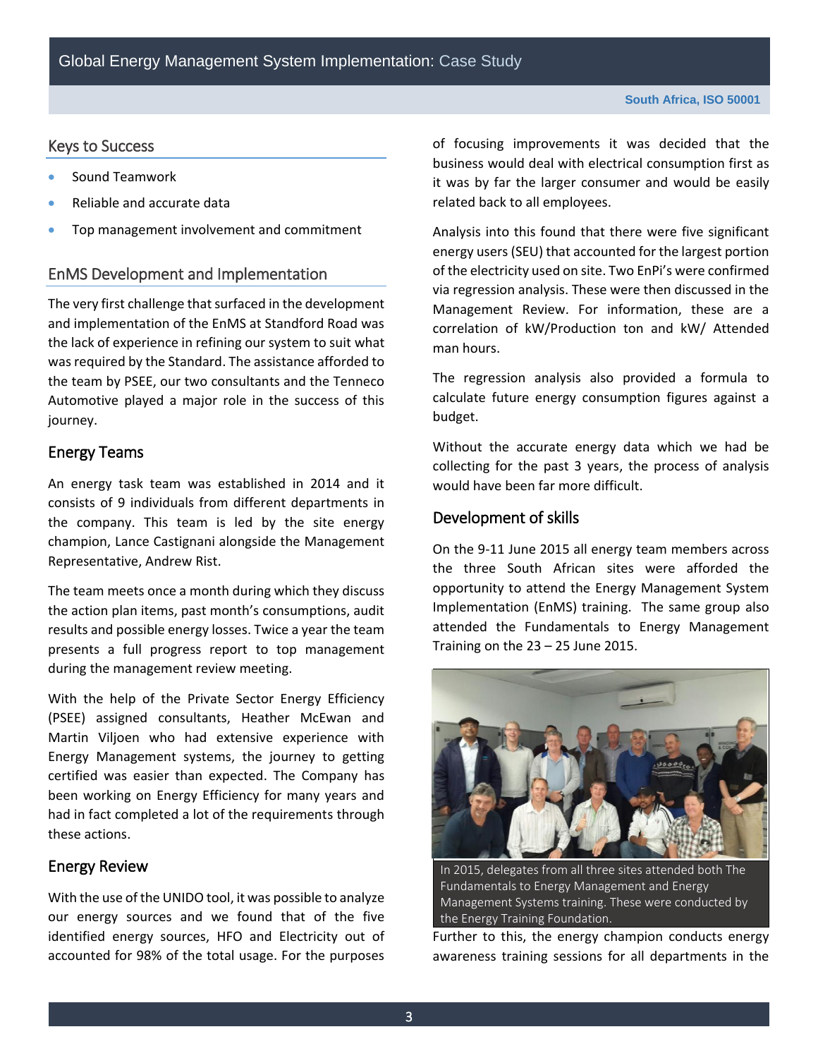## Keys to Success

- Sound Teamwork
- Reliable and accurate data
- Top management involvement and commitment

## EnMS Development and Implementation

The very first challenge that surfaced in the development and implementation of the EnMS at Standford Road was the lack of experience in refining our system to suit what was required by the Standard. The assistance afforded to the team by PSEE, our two consultants and the Tenneco Automotive played a major role in the success of this journey.

## Energy Teams

An energy task team was established in 2014 and it consists of 9 individuals from different departments in the company. This team is led by the site energy champion, Lance Castignani alongside the Management Representative, Andrew Rist.

The team meets once a month during which they discuss the action plan items, past month's consumptions, audit results and possible energy losses. Twice a year the team presents a full progress report to top management during the management review meeting.

With the help of the Private Sector Energy Efficiency (PSEE) assigned consultants, Heather McEwan and Martin Viljoen who had extensive experience with Energy Management systems, the journey to getting certified was easier than expected. The Company has been working on Energy Efficiency for many years and had in fact completed a lot of the requirements through these actions.

## Energy Review

With the use of the UNIDO tool, it was possible to analyze our energy sources and we found that of the five identified energy sources, HFO and Electricity out of accounted for 98% of the total usage. For the purposes of focusing improvements it was decided that the business would deal with electrical consumption first as it was by far the larger consumer and would be easily related back to all employees.

Analysis into this found that there were five significant energy users (SEU) that accounted for the largest portion of the electricity used on site. Two EnPi's were confirmed via regression analysis. These were then discussed in the Management Review. For information, these are a correlation of kW/Production ton and kW/ Attended man hours.

The regression analysis also provided a formula to calculate future energy consumption figures against a budget.

Without the accurate energy data which we had be collecting for the past 3 years, the process of analysis would have been far more difficult.

## Development of skills

On the 9-11 June 2015 all energy team members across the three South African sites were afforded the opportunity to attend the Energy Management System Implementation (EnMS) training. The same group also attended the Fundamentals to Energy Management Training on the 23 – 25 June 2015.

In 2015, delegates from all three sites attended both The Fundamentals to Energy Management and Energy Management Systems training. These were conducted by the Energy Training Foundation.

Further to this, the energy champion conducts energy awareness training sessions for all departments in the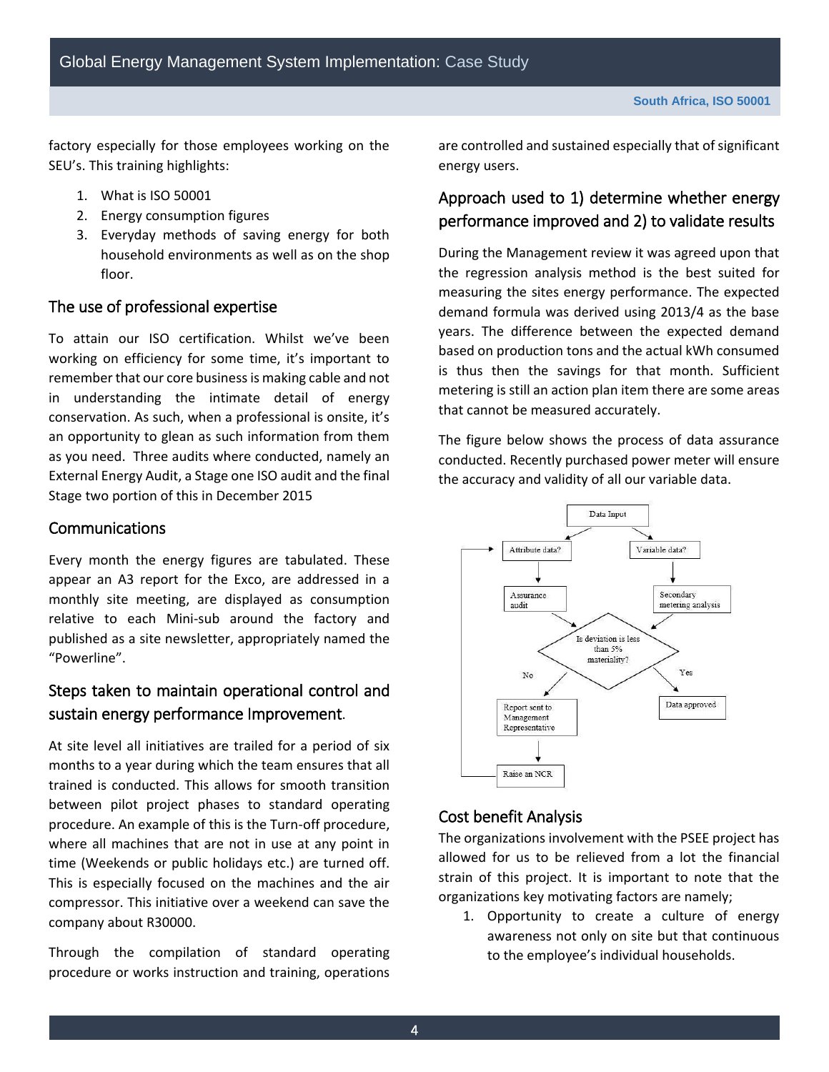factory especially for those employees working on the SEU's. This training highlights:

1. What is ISO 50001
2. Energy consumption figures
3. Everyday methods of saving energy for both household environments as well as on the shop floor.

## The use of professional expertise

To attain our ISO certification. Whilst we've been working on efficiency for some time, it's important to remember that our core business is making cable and not in understanding the intimate detail of energy conservation. As such, when a professional is onsite, it's an opportunity to glean as such information from them as you need. Three audits where conducted, namely an External Energy Audit, a Stage one ISO audit and the final Stage two portion of this in December 2015

## Communications

Every month the energy figures are tabulated. These appear an A3 report for the Exco, are addressed in a monthly site meeting, are displayed as consumption relative to each Mini-sub around the factory and published as a site newsletter, appropriately named the "Powerline".

## Steps taken to maintain operational control and sustain energy performance Improvement.

At site level all initiatives are trailed for a period of six months to a year during which the team ensures that all trained is conducted. This allows for smooth transition between pilot project phases to standard operating procedure. An example of this is the Turn-off procedure, where all machines that are not in use at any point in time (Weekends or public holidays etc.) are turned off. This is especially focused on the machines and the air compressor. This initiative over a weekend can save the company about R30000.

Through the compilation of standard operating procedure or works instruction and training, operations are controlled and sustained especially that of significant energy users.

## Approach used to 1) determine whether energy performance improved and 2) to validate results

During the Management review it was agreed upon that the regression analysis method is the best suited for measuring the sites energy performance. The expected demand formula was derived using 2013/4 as the base years. The difference between the expected demand based on production tons and the actual kWh consumed is thus then the savings for that month. Sufficient metering is still an action plan item there are some areas that cannot be measured accurately.

The figure below shows the process of data assurance conducted. Recently purchased power meter will ensure the accuracy and validity of all our variable data.

Data Input → Attribute data? → Assurance audit → Is deviation is less than 5% materiality?
Data Input → Variable data? → Secondary metering analysis → Is deviation is less than 5% materiality?
Yes → Data approved
No → Report sent to Management Representative → Raise an NCR → Attribute data?

## Cost benefit Analysis

The organizations involvement with the PSEE project has allowed for us to be relieved from a lot the financial strain of this project. It is important to note that the organizations key motivating factors are namely;

1. Opportunity to create a culture of energy awareness not only on site but that continuous to the employee's individual households.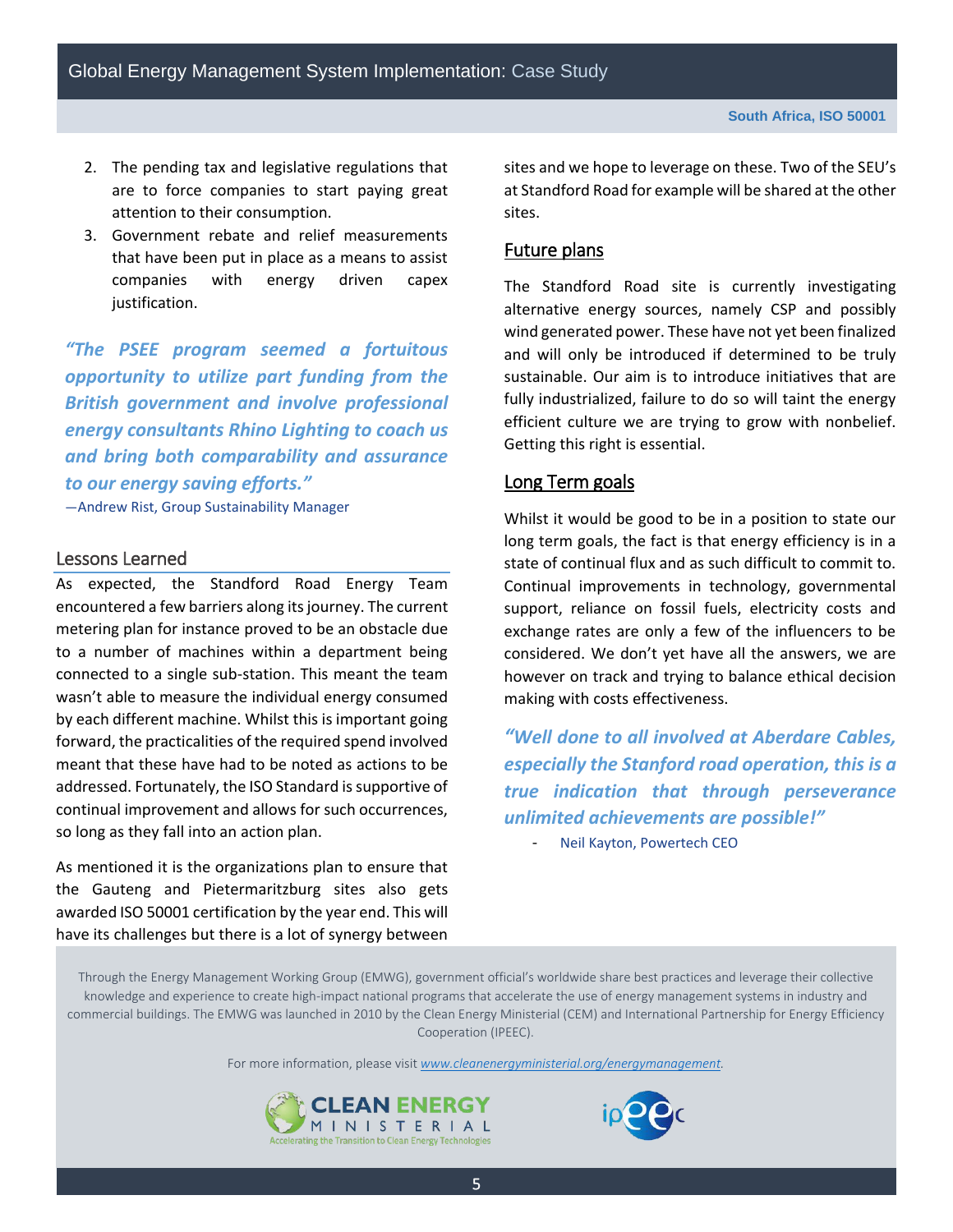2. The pending tax and legislative regulations that are to force companies to start paying great attention to their consumption.
3. Government rebate and relief measurements that have been put in place as a means to assist companies with energy driven capex justification.

***"The PSEE program seemed a fortuitous opportunity to utilize part funding from the British government and involve professional energy consultants Rhino Lighting to coach us and bring both comparability and assurance to our energy saving efforts."***

—Andrew Rist, Group Sustainability Manager

## Lessons Learned

As expected, the Standford Road Energy Team encountered a few barriers along its journey. The current metering plan for instance proved to be an obstacle due to a number of machines within a department being connected to a single sub-station. This meant the team wasn't able to measure the individual energy consumed by each different machine. Whilst this is important going forward, the practicalities of the required spend involved meant that these have had to be noted as actions to be addressed. Fortunately, the ISO Standard is supportive of continual improvement and allows for such occurrences, so long as they fall into an action plan.

As mentioned it is the organizations plan to ensure that the Gauteng and Pietermaritzburg sites also gets awarded ISO 50001 certification by the year end. This will have its challenges but there is a lot of synergy between sites and we hope to leverage on these. Two of the SEU's at Standford Road for example will be shared at the other sites.

## Future plans

The Standford Road site is currently investigating alternative energy sources, namely CSP and possibly wind generated power. These have not yet been finalized and will only be introduced if determined to be truly sustainable. Our aim is to introduce initiatives that are fully industrialized, failure to do so will taint the energy efficient culture we are trying to grow with nonbelief. Getting this right is essential.

## Long Term goals

Whilst it would be good to be in a position to state our long term goals, the fact is that energy efficiency is in a state of continual flux and as such difficult to commit to. Continual improvements in technology, governmental support, reliance on fossil fuels, electricity costs and exchange rates are only a few of the influencers to be considered. We don't yet have all the answers, we are however on track and trying to balance ethical decision making with costs effectiveness.

***"Well done to all involved at Aberdare Cables, especially the Stanford road operation, this is a true indication that through perseverance unlimited achievements are possible!"***

- Neil Kayton, Powertech CEO

Through the Energy Management Working Group (EMWG), government official's worldwide share best practices and leverage their collective knowledge and experience to create high-impact national programs that accelerate the use of energy management systems in industry and commercial buildings. The EMWG was launched in 2010 by the Clean Energy Ministerial (CEM) and International Partnership for Energy Efficiency Cooperation (IPEEC).

For more information, please visit *www.cleanenergyministerial.org/energymanagement*.